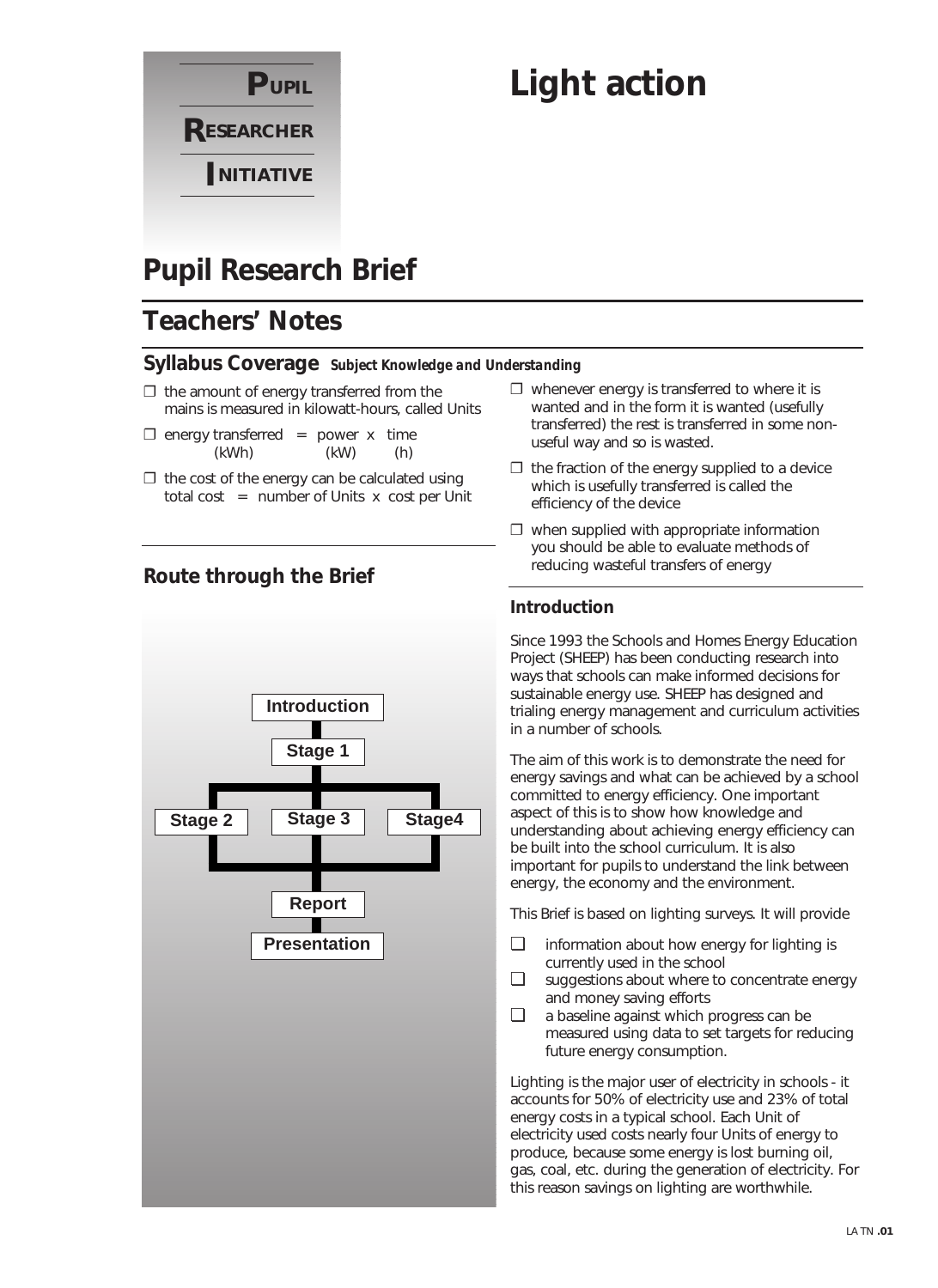**PUPIL RESEARCHER INITIATIVE**

# Light action

## Pupil Research Brief

## Teachers' Notes

### Syllabus Coverage *Subject Knowledge and Understanding*

- ❒ the amount of energy transferred from the mains is measured in kilowatt-hours, called Units
- ❒ energy transferred = power x time
  (kWh) (kW) (h)
- ❒ the cost of the energy can be calculated using total cost = number of Units x cost per Unit
- ❒ whenever energy is transferred to where it is wanted and in the form it is wanted (usefully transferred) the rest is transferred in some non-useful way and so is wasted.
- ❒ the fraction of the energy supplied to a device which is usefully transferred is called the efficiency of the device
- ❒ when supplied with appropriate information you should be able to evaluate methods of reducing wasteful transfers of energy

### Route through the Brief

Introduction → Stage 1 → Stage 2 / Stage 3 / Stage4 → Report → Presentation

### Introduction

Since 1993 the Schools and Homes Energy Education Project (SHEEP) has been conducting research into ways that schools can make informed decisions for sustainable energy use. SHEEP has designed and trialing energy management and curriculum activities in a number of schools.

The aim of this work is to demonstrate the need for energy savings and what can be achieved by a school committed to energy efficiency. One important aspect of this is to show how knowledge and understanding about achieving energy efficiency can be built into the school curriculum. It is also important for pupils to understand the link between energy, the economy and the environment.

This Brief is based on lighting surveys. It will provide

- ❑ information about how energy for lighting is currently used in the school
- ❑ suggestions about where to concentrate energy and money saving efforts
- ❑ a baseline against which progress can be measured using data to set targets for reducing future energy consumption.

Lighting is the major user of electricity in schools - it accounts for 50% of electricity use and 23% of total energy costs in a typical school. Each Unit of electricity used costs nearly four Units of energy to produce, because some energy is lost burning oil, gas, coal, etc. during the generation of electricity. For this reason savings on lighting are worthwhile.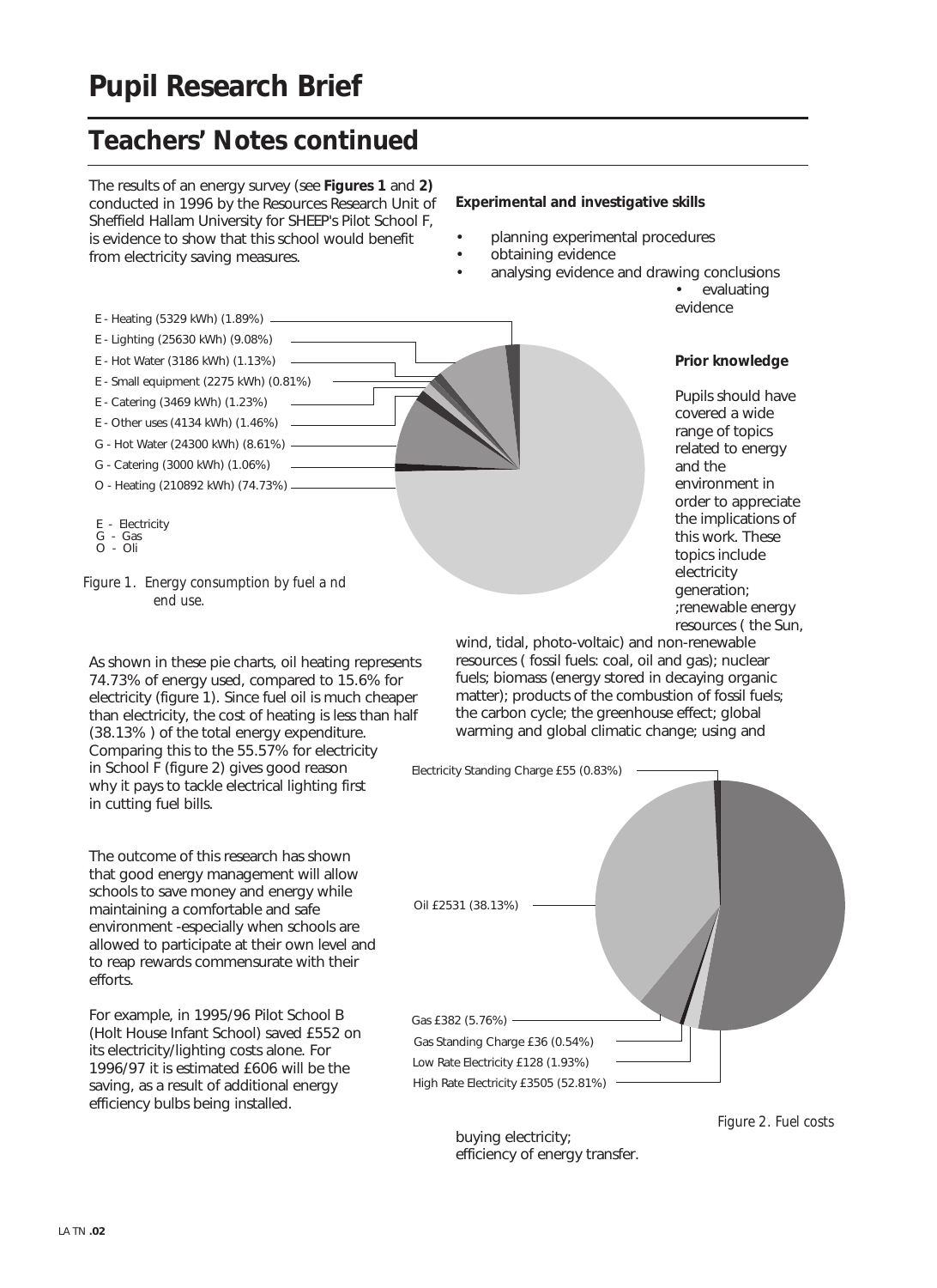# Pupil Research Brief

## Teachers' Notes continued

The results of an energy survey (see **Figures 1** and **2)** conducted in 1996 by the Resources Research Unit of Sheffield Hallam University for SHEEP's Pilot School F, is evidence to show that this school would benefit from electricity saving measures.

E - Heating (5329 kWh) (1.89%)
E - Lighting (25630 kWh) (9.08%)
E - Hot Water (3186 kWh) (1.13%)
E - Small equipment (2275 kWh) (0.81%)
E - Catering (3469 kWh) (1.23%)
E - Other uses (4134 kWh) (1.46%)
G - Hot Water (24300 kWh) (8.61%)
G - Catering (3000 kWh) (1.06%)
O - Heating (210892 kWh) (74.73%)

E - Electricity
G - Gas
O - Oli

*Figure 1. Energy consumption by fuel a nd end use.*

As shown in these pie charts, oil heating represents 74.73% of energy used, compared to 15.6% for electricity (figure 1). Since fuel oil is much cheaper than electricity, the cost of heating is less than half (38.13% ) of the total energy expenditure. Comparing this to the 55.57% for electricity in School F (figure 2) gives good reason why it pays to tackle electrical lighting first in cutting fuel bills.

The outcome of this research has shown that good energy management will allow schools to save money and energy while maintaining a comfortable and safe environment -especially when schools are allowed to participate at their own level and to reap rewards commensurate with their efforts.

For example, in 1995/96 Pilot School B (Holt House Infant School) saved £552 on its electricity/lighting costs alone. For 1996/97 it is estimated £606 will be the saving, as a result of additional energy efficiency bulbs being installed.

**Experimental and investigative skills**

- planning experimental procedures
- obtaining evidence
- analysing evidence and drawing conclusions
- evaluating evidence

**Prior knowledge**

Pupils should have covered a wide range of topics related to energy and the environment in order to appreciate the implications of this work. These topics include electricity generation; ;renewable energy resources ( the Sun, wind, tidal, photo-voltaic) and non-renewable resources ( fossil fuels: coal, oil and gas); nuclear fuels; biomass (energy stored in decaying organic matter); products of the combustion of fossil fuels; the carbon cycle; the greenhouse effect; global warming and global climatic change; using and buying electricity; efficiency of energy transfer.

Electricity Standing Charge £55 (0.83%)
Oil £2531 (38.13%)
Gas £382 (5.76%)
Gas Standing Charge £36 (0.54%)
Low Rate Electricity £128 (1.93%)
High Rate Electricity £3505 (52.81%)

*Figure 2. Fuel costs*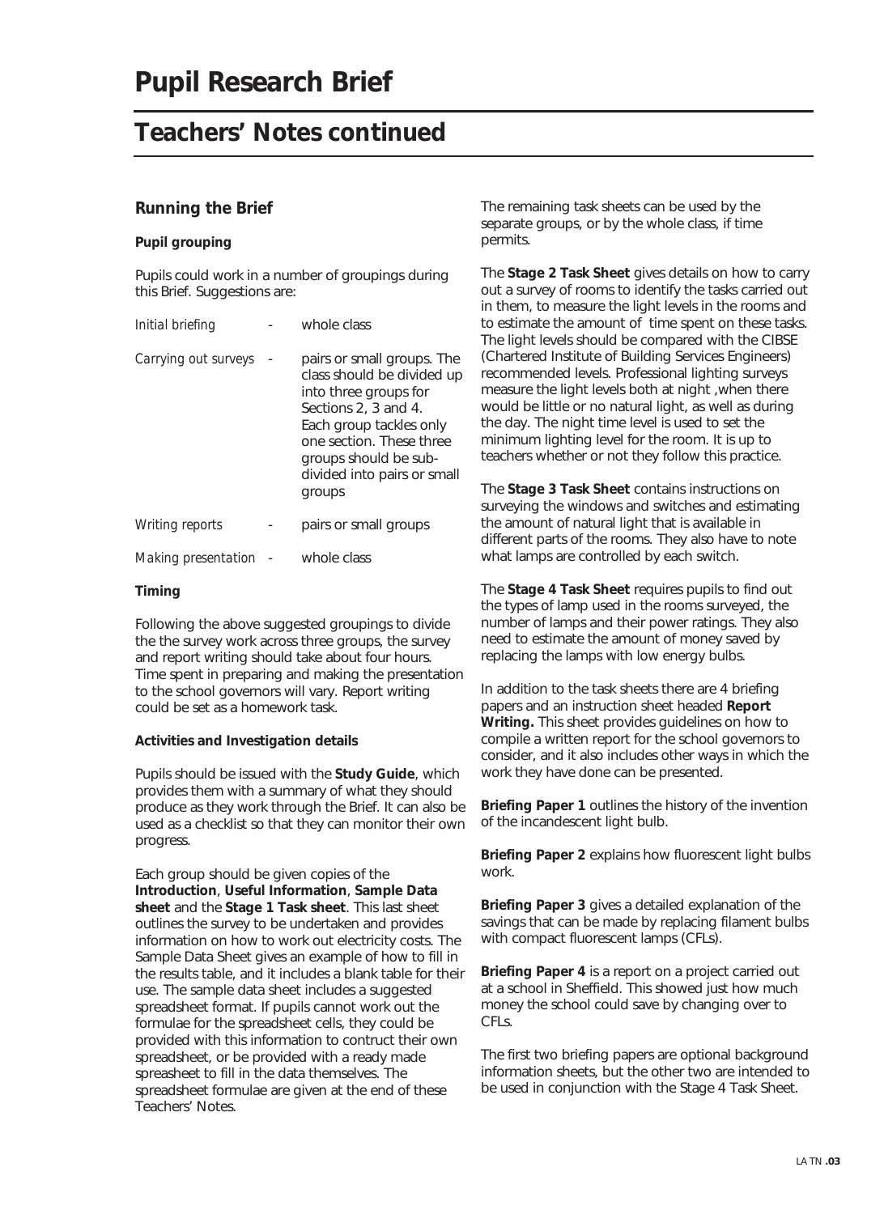# Pupil Research Brief

## Teachers' Notes continued

### Running the Brief

**Pupil grouping**

Pupils could work in a number of groupings during this Brief. Suggestions are:

| | | |
|---|---|---|
| *Initial briefing* | - | whole class |
| *Carrying out surveys* | - | pairs or small groups. The class should be divided up into three groups for Sections 2, 3 and 4. Each group tackles only one section. These three groups should be sub-divided into pairs or small groups |
| *Writing reports* | - | pairs or small groups |
| *Making presentation* | - | whole class |

**Timing**

Following the above suggested groupings to divide the the survey work across three groups, the survey and report writing should take about four hours. Time spent in preparing and making the presentation to the school governors will vary. Report writing could be set as a homework task.

**Activities and Investigation details**

Pupils should be issued with the **Study Guide**, which provides them with a summary of what they should produce as they work through the Brief. It can also be used as a checklist so that they can monitor their own progress.

Each group should be given copies of the **Introduction**, **Useful Information**, **Sample Data sheet** and the **Stage 1 Task sheet**. This last sheet outlines the survey to be undertaken and provides information on how to work out electricity costs. The Sample Data Sheet gives an example of how to fill in the results table, and it includes a blank table for their use. The sample data sheet includes a suggested spreadsheet format. If pupils cannot work out the formulae for the spreadsheet cells, they could be provided with this information to contruct their own spreadsheet, or be provided with a ready made spreasheet to fill in the data themselves. The spreadsheet formulae are given at the end of these Teachers' Notes.

The remaining task sheets can be used by the separate groups, or by the whole class, if time permits.

The **Stage 2 Task Sheet** gives details on how to carry out a survey of rooms to identify the tasks carried out in them, to measure the light levels in the rooms and to estimate the amount of time spent on these tasks. The light levels should be compared with the CIBSE (Chartered Institute of Building Services Engineers) recommended levels. Professional lighting surveys measure the light levels both at night ,when there would be little or no natural light, as well as during the day. The night time level is used to set the minimum lighting level for the room. It is up to teachers whether or not they follow this practice.

The **Stage 3 Task Sheet** contains instructions on surveying the windows and switches and estimating the amount of natural light that is available in different parts of the rooms. They also have to note what lamps are controlled by each switch.

The **Stage 4 Task Sheet** requires pupils to find out the types of lamp used in the rooms surveyed, the number of lamps and their power ratings. They also need to estimate the amount of money saved by replacing the lamps with low energy bulbs.

In addition to the task sheets there are 4 briefing papers and an instruction sheet headed **Report Writing.** This sheet provides guidelines on how to compile a written report for the school governors to consider, and it also includes other ways in which the work they have done can be presented.

**Briefing Paper 1** outlines the history of the invention of the incandescent light bulb.

**Briefing Paper 2** explains how fluorescent light bulbs work.

**Briefing Paper 3** gives a detailed explanation of the savings that can be made by replacing filament bulbs with compact fluorescent lamps (CFLs).

**Briefing Paper 4** is a report on a project carried out at a school in Sheffield. This showed just how much money the school could save by changing over to CFLs.

The first two briefing papers are optional background information sheets, but the other two are intended to be used in conjunction with the Stage 4 Task Sheet.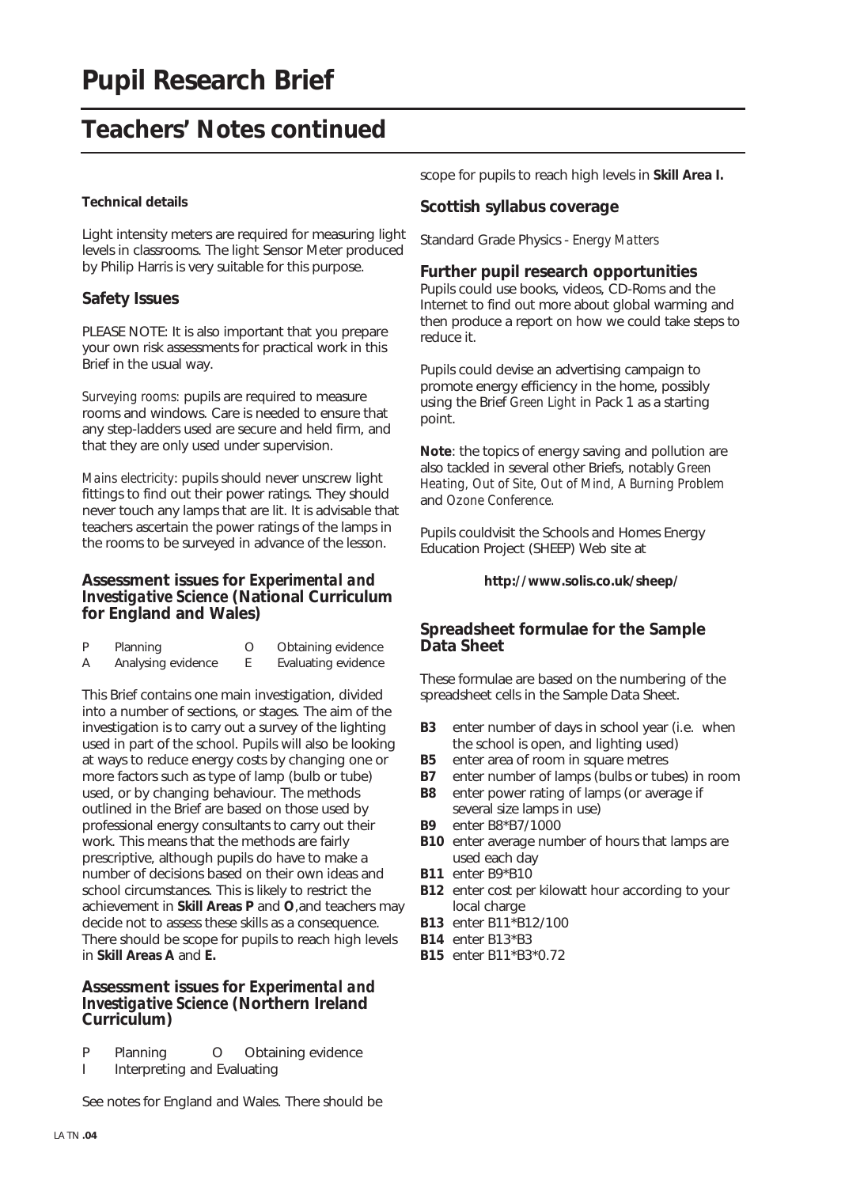# Pupil Research Brief

# Teachers' Notes continued

### Technical details

Light intensity meters are required for measuring light levels in classrooms. The light Sensor Meter produced by Philip Harris is very suitable for this purpose.

## Safety Issues

PLEASE NOTE: It is also important that you prepare your own risk assessments for practical work in this Brief in the usual way.

*Surveying rooms*: pupils are required to measure rooms and windows. Care is needed to ensure that any step-ladders used are secure and held firm, and that they are only used under supervision.

*Mains electricity*: pupils should never unscrew light fittings to find out their power ratings. They should never touch any lamps that are lit. It is advisable that teachers ascertain the power ratings of the lamps in the rooms to be surveyed in advance of the lesson.

## Assessment issues for *Experimental and Investigative Science* (National Curriculum for England and Wales)

| | | | |
|---|---|---|---|
| P | Planning | O | Obtaining evidence |
| A | Analysing evidence | E | Evaluating evidence |

This Brief contains one main investigation, divided into a number of sections, or stages. The aim of the investigation is to carry out a survey of the lighting used in part of the school. Pupils will also be looking at ways to reduce energy costs by changing one or more factors such as type of lamp (bulb or tube) used, or by changing behaviour. The methods outlined in the Brief are based on those used by professional energy consultants to carry out their work. This means that the methods are fairly prescriptive, although pupils do have to make a number of decisions based on their own ideas and school circumstances. This is likely to restrict the achievement in **Skill Areas P** and **O**,and teachers may decide not to assess these skills as a consequence. There should be scope for pupils to reach high levels in **Skill Areas A** and **E.**

## Assessment issues for *Experimental and Investigative Science* (Northern Ireland Curriculum)

| | | | |
|---|---|---|---|
| P | Planning | O | Obtaining evidence |
| I | Interpreting and Evaluating | | |

See notes for England and Wales. There should be scope for pupils to reach high levels in **Skill Area I.**

## Scottish syllabus coverage

Standard Grade Physics - *Energy Matters*

## Further pupil research opportunities

Pupils could use books, videos, CD-Roms and the Internet to find out more about global warming and then produce a report on how we could take steps to reduce it.

Pupils could devise an advertising campaign to promote energy efficiency in the home, possibly using the Brief *Green Light* in Pack 1 as a starting point.

**Note**: the topics of energy saving and pollution are also tackled in several other Briefs, notably *Green Heating, Out of Site, Out of Mind, A Burning Problem* and *Ozone Conference.*

Pupils couldvisit the Schools and Homes Energy Education Project (SHEEP) Web site at

**http://www.solis.co.uk/sheep/**

## Spreadsheet formulae for the Sample Data Sheet

These formulae are based on the numbering of the spreadsheet cells in the Sample Data Sheet.

- **B3** enter number of days in school year (i.e. when the school is open, and lighting used)
- **B5** enter area of room in square metres
- **B7** enter number of lamps (bulbs or tubes) in room
- **B8** enter power rating of lamps (or average if several size lamps in use)
- **B9** enter B8*B7/1000
- **B10** enter average number of hours that lamps are used each day
- **B11** enter B9*B10
- **B12** enter cost per kilowatt hour according to your local charge
- **B13** enter B11*B12/100
- **B14** enter B13*B3
- **B15** enter B11*B3*0.72